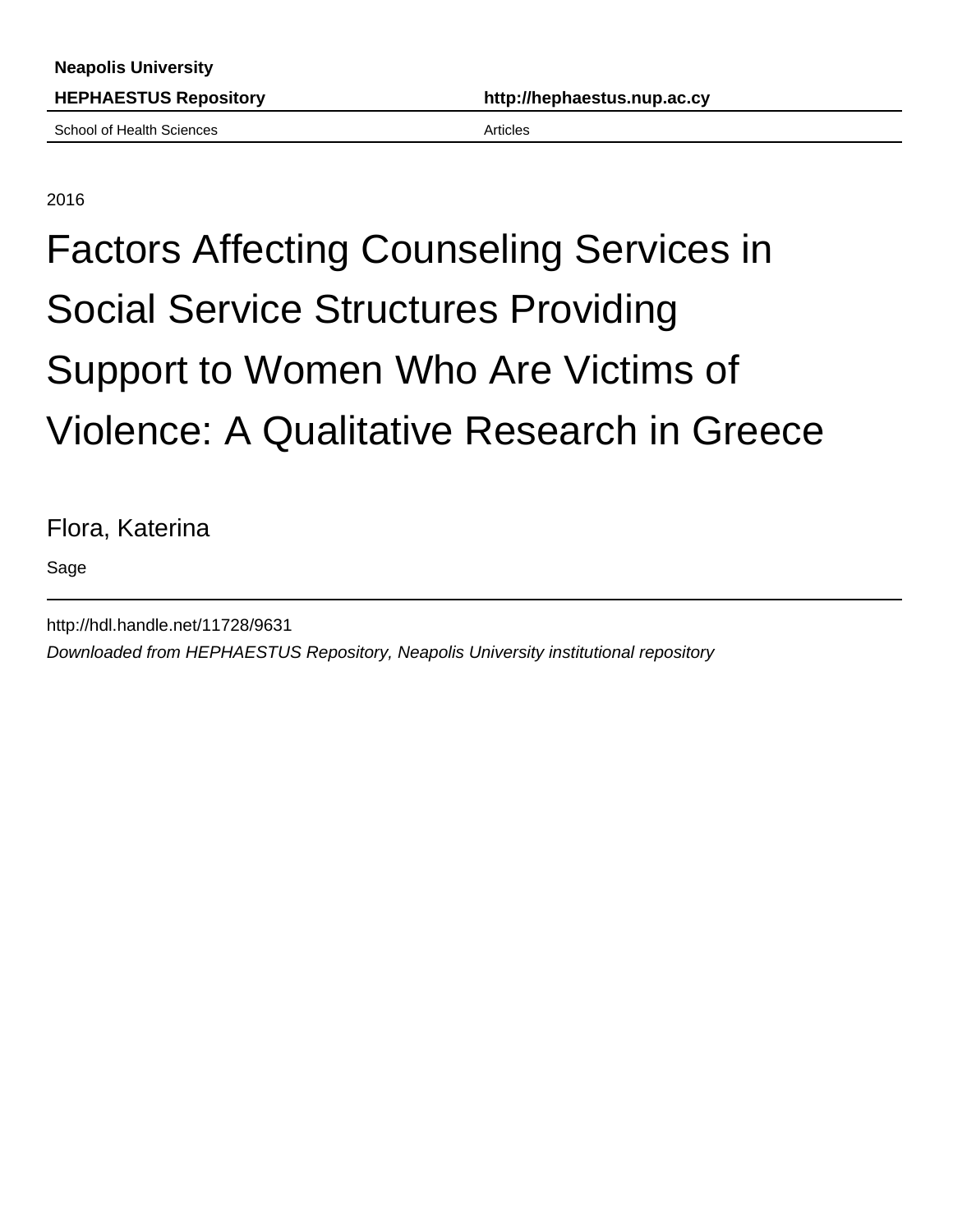**Neapolis University**

**HEPHAESTUS Repository** **http://hephaestus.nup.ac.cy**

School of Health Sciences Articles

2016

# Factors Affecting Counseling Services in Social Service Structures Providing Support to Women Who Are Victims of Violence: A Qualitative Research in Greece

Flora, Katerina

Sage

http://hdl.handle.net/11728/9631

*Downloaded from HEPHAESTUS Repository, Neapolis University institutional repository*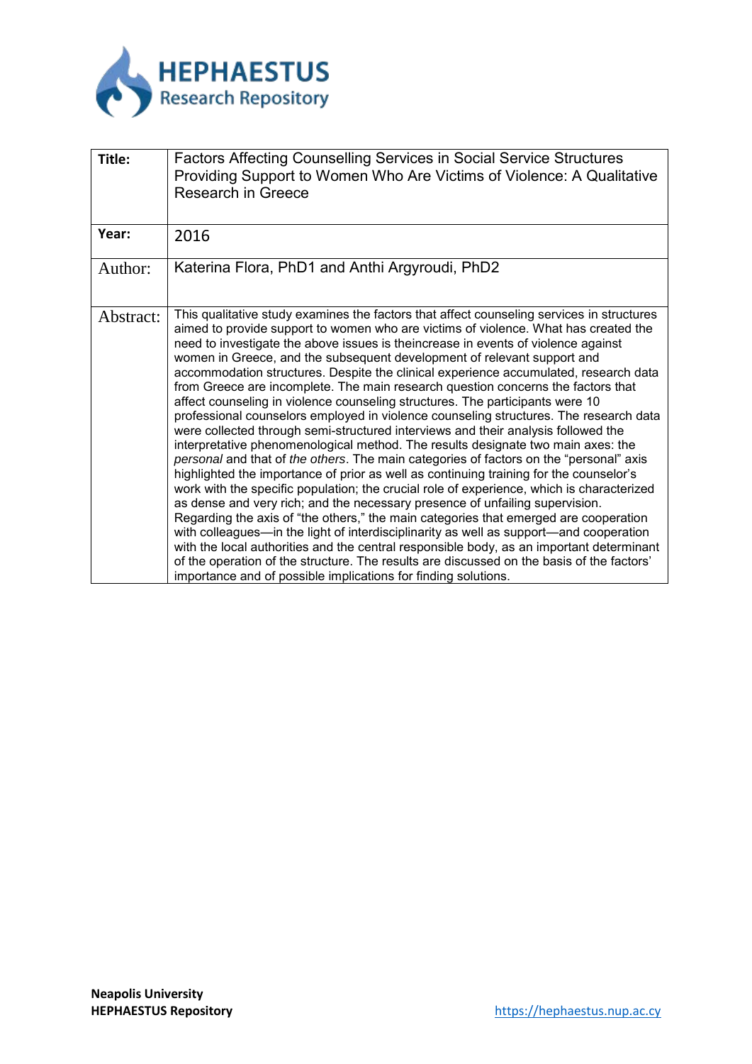| | |
|---|---|
| **Title:** | Factors Affecting Counselling Services in Social Service Structures Providing Support to Women Who Are Victims of Violence: A Qualitative Research in Greece |
| **Year:** | 2016 |
| Author: | Katerina Flora, PhD1 and Anthi Argyroudi, PhD2 |
| Abstract: | This qualitative study examines the factors that affect counseling services in structures aimed to provide support to women who are victims of violence. What has created the need to investigate the above issues is theincrease in events of violence against women in Greece, and the subsequent development of relevant support and accommodation structures. Despite the clinical experience accumulated, research data from Greece are incomplete. The main research question concerns the factors that affect counseling in violence counseling structures. The participants were 10 professional counselors employed in violence counseling structures. The research data were collected through semi-structured interviews and their analysis followed the interpretative phenomenological method. The results designate two main axes: the *personal* and that of *the others*. The main categories of factors on the "personal" axis highlighted the importance of prior as well as continuing training for the counselor's work with the specific population; the crucial role of experience, which is characterized as dense and very rich; and the necessary presence of unfailing supervision. Regarding the axis of "the others," the main categories that emerged are cooperation with colleagues—in the light of interdisciplinarity as well as support—and cooperation with the local authorities and the central responsible body, as an important determinant of the operation of the structure. The results are discussed on the basis of the factors' importance and of possible implications for finding solutions. |

**Neapolis University**
**HEPHAESTUS Repository**

https://hephaestus.nup.ac.cy